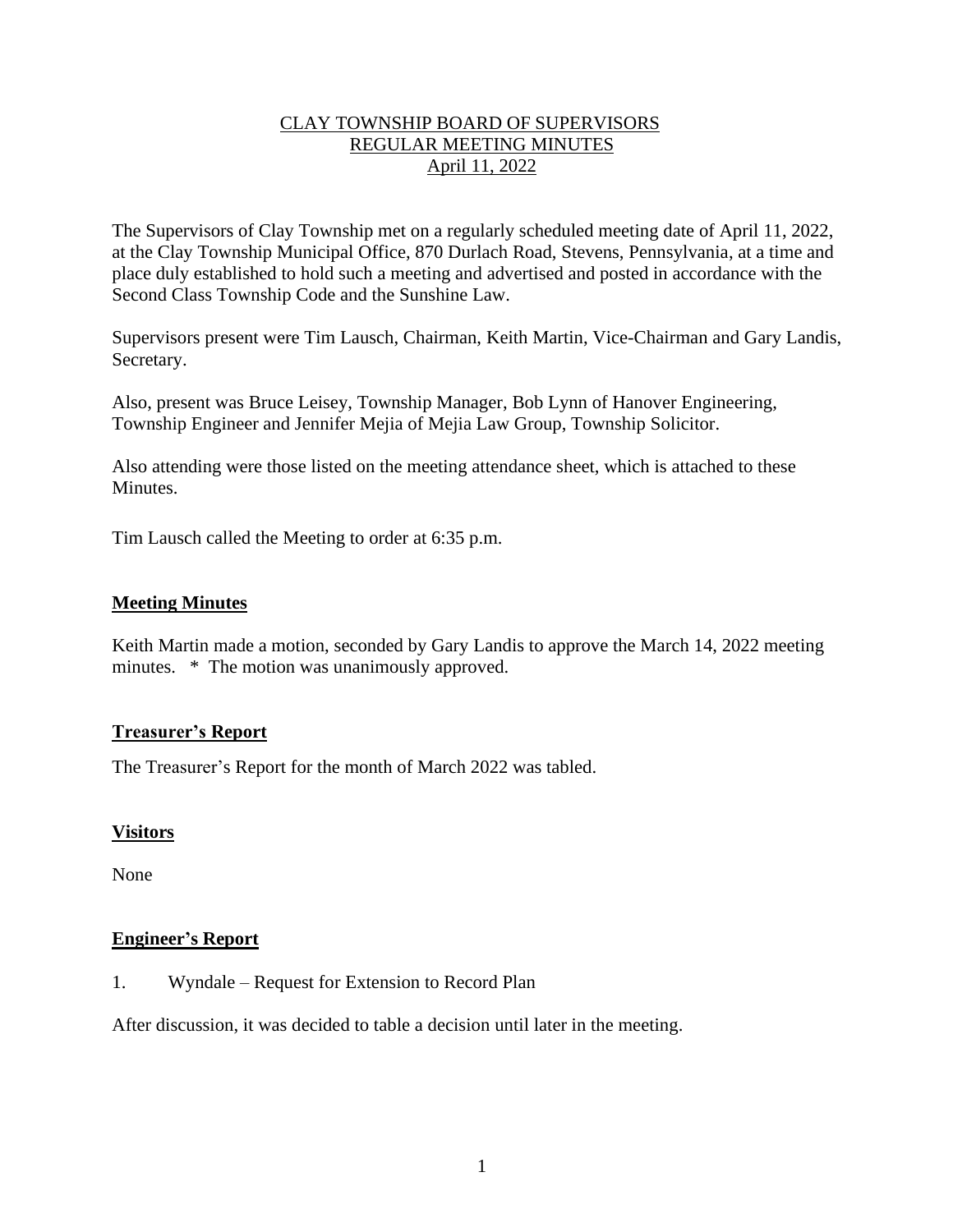# CLAY TOWNSHIP BOARD OF SUPERVISORS
## REGULAR MEETING MINUTES
### April 11, 2022

The Supervisors of Clay Township met on a regularly scheduled meeting date of April 11, 2022, at the Clay Township Municipal Office, 870 Durlach Road, Stevens, Pennsylvania, at a time and place duly established to hold such a meeting and advertised and posted in accordance with the Second Class Township Code and the Sunshine Law.

Supervisors present were Tim Lausch, Chairman, Keith Martin, Vice-Chairman and Gary Landis, Secretary.

Also, present was Bruce Leisey, Township Manager, Bob Lynn of Hanover Engineering, Township Engineer and Jennifer Mejia of Mejia Law Group, Township Solicitor.

Also attending were those listed on the meeting attendance sheet, which is attached to these Minutes.

Tim Lausch called the Meeting to order at 6:35 p.m.

**Meeting Minutes**

Keith Martin made a motion, seconded by Gary Landis to approve the March 14, 2022 meeting minutes. * The motion was unanimously approved.

**Treasurer's Report**

The Treasurer's Report for the month of March 2022 was tabled.

**Visitors**

None

**Engineer's Report**

1. Wyndale – Request for Extension to Record Plan

After discussion, it was decided to table a decision until later in the meeting.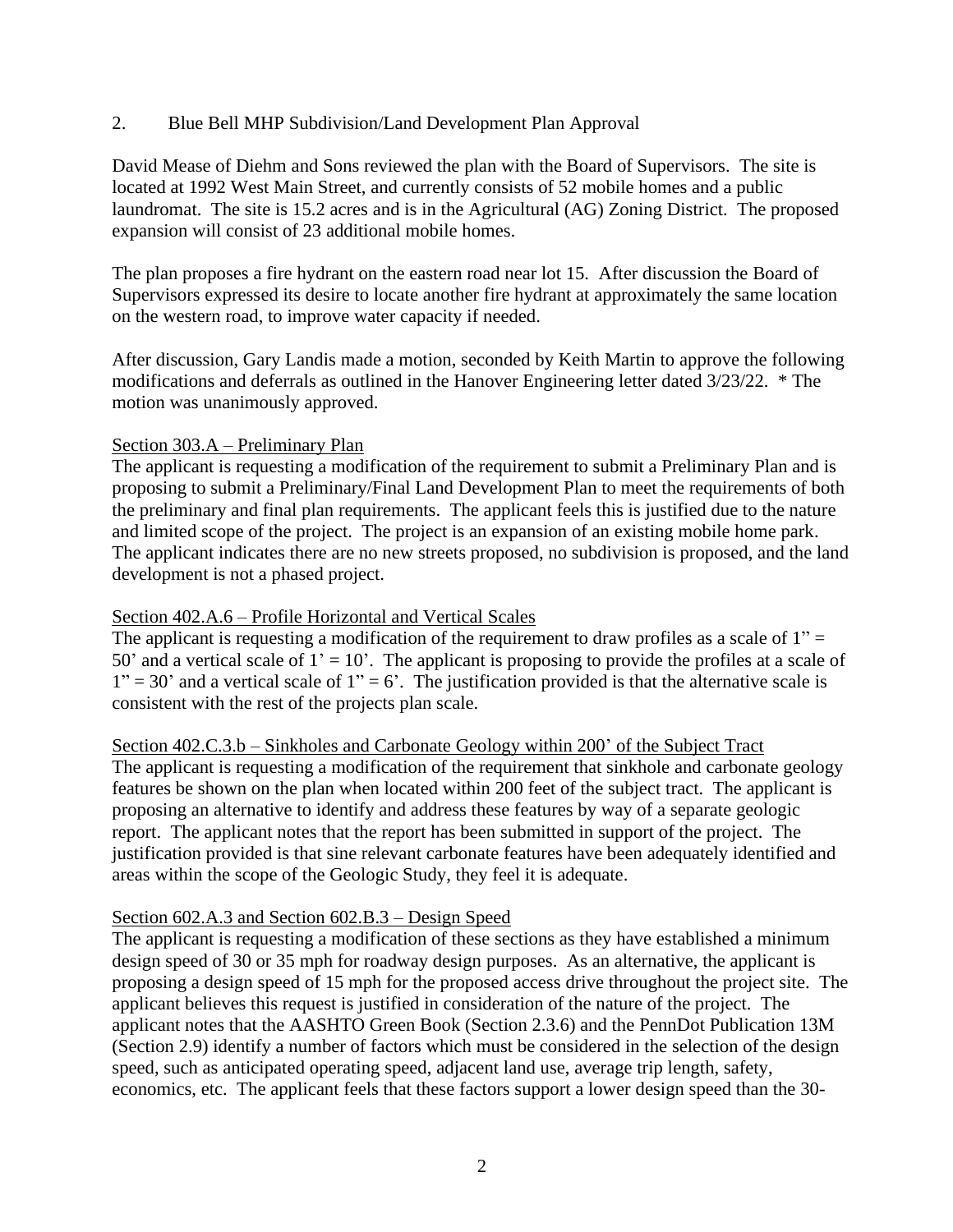2. Blue Bell MHP Subdivision/Land Development Plan Approval

David Mease of Diehm and Sons reviewed the plan with the Board of Supervisors. The site is located at 1992 West Main Street, and currently consists of 52 mobile homes and a public laundromat. The site is 15.2 acres and is in the Agricultural (AG) Zoning District. The proposed expansion will consist of 23 additional mobile homes.

The plan proposes a fire hydrant on the eastern road near lot 15. After discussion the Board of Supervisors expressed its desire to locate another fire hydrant at approximately the same location on the western road, to improve water capacity if needed.

After discussion, Gary Landis made a motion, seconded by Keith Martin to approve the following modifications and deferrals as outlined in the Hanover Engineering letter dated 3/23/22. * The motion was unanimously approved.

<u>Section 303.A – Preliminary Plan</u>

The applicant is requesting a modification of the requirement to submit a Preliminary Plan and is proposing to submit a Preliminary/Final Land Development Plan to meet the requirements of both the preliminary and final plan requirements. The applicant feels this is justified due to the nature and limited scope of the project. The project is an expansion of an existing mobile home park. The applicant indicates there are no new streets proposed, no subdivision is proposed, and the land development is not a phased project.

<u>Section 402.A.6 – Profile Horizontal and Vertical Scales</u>

The applicant is requesting a modification of the requirement to draw profiles as a scale of 1" = 50' and a vertical scale of 1' = 10'. The applicant is proposing to provide the profiles at a scale of 1" = 30' and a vertical scale of 1" = 6'. The justification provided is that the alternative scale is consistent with the rest of the projects plan scale.

<u>Section 402.C.3.b – Sinkholes and Carbonate Geology within 200' of the Subject Tract</u>

The applicant is requesting a modification of the requirement that sinkhole and carbonate geology features be shown on the plan when located within 200 feet of the subject tract. The applicant is proposing an alternative to identify and address these features by way of a separate geologic report. The applicant notes that the report has been submitted in support of the project. The justification provided is that sine relevant carbonate features have been adequately identified and areas within the scope of the Geologic Study, they feel it is adequate.

<u>Section 602.A.3 and Section 602.B.3 – Design Speed</u>

The applicant is requesting a modification of these sections as they have established a minimum design speed of 30 or 35 mph for roadway design purposes. As an alternative, the applicant is proposing a design speed of 15 mph for the proposed access drive throughout the project site. The applicant believes this request is justified in consideration of the nature of the project. The applicant notes that the AASHTO Green Book (Section 2.3.6) and the PennDot Publication 13M (Section 2.9) identify a number of factors which must be considered in the selection of the design speed, such as anticipated operating speed, adjacent land use, average trip length, safety, economics, etc. The applicant feels that these factors support a lower design speed than the 30-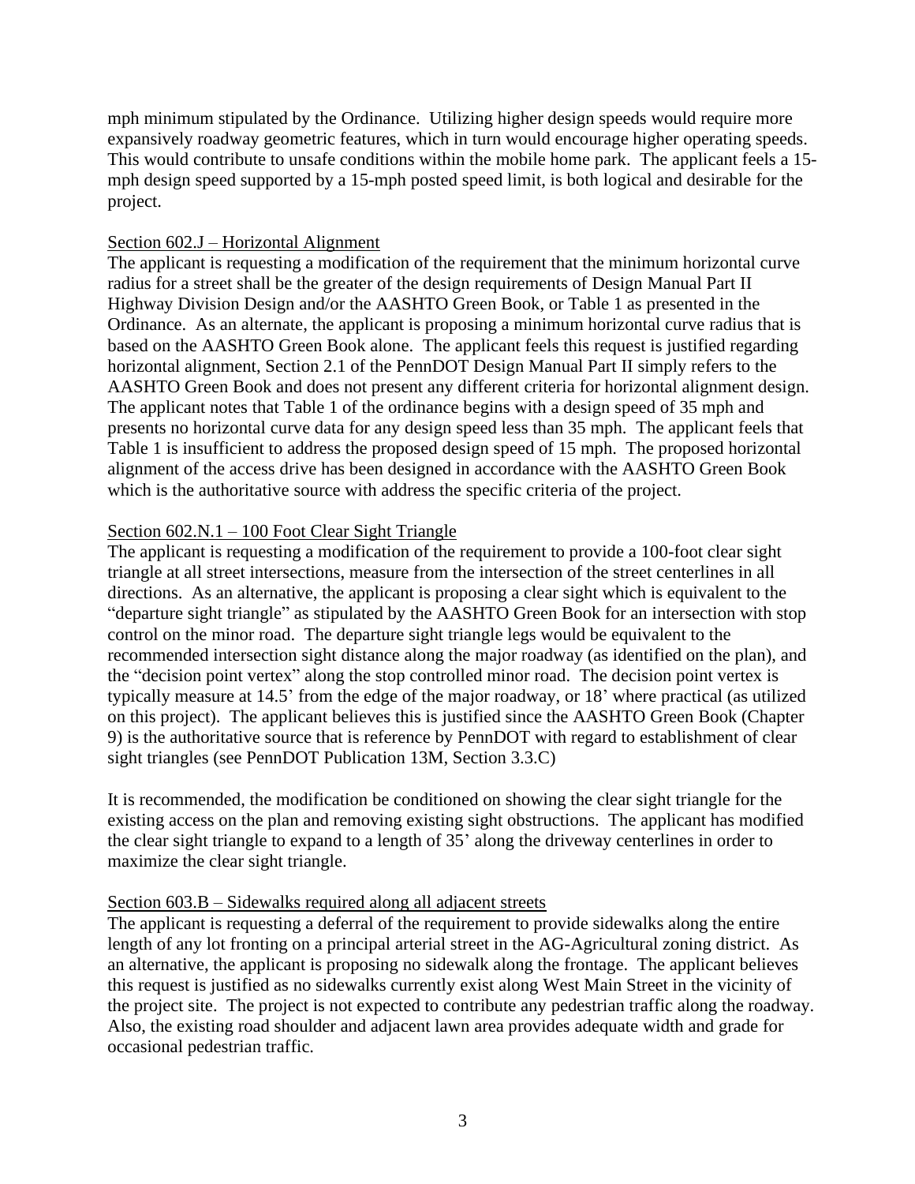mph minimum stipulated by the Ordinance. Utilizing higher design speeds would require more expansively roadway geometric features, which in turn would encourage higher operating speeds. This would contribute to unsafe conditions within the mobile home park. The applicant feels a 15-mph design speed supported by a 15-mph posted speed limit, is both logical and desirable for the project.

Section 602.J – Horizontal Alignment

The applicant is requesting a modification of the requirement that the minimum horizontal curve radius for a street shall be the greater of the design requirements of Design Manual Part II Highway Division Design and/or the AASHTO Green Book, or Table 1 as presented in the Ordinance. As an alternate, the applicant is proposing a minimum horizontal curve radius that is based on the AASHTO Green Book alone. The applicant feels this request is justified regarding horizontal alignment, Section 2.1 of the PennDOT Design Manual Part II simply refers to the AASHTO Green Book and does not present any different criteria for horizontal alignment design. The applicant notes that Table 1 of the ordinance begins with a design speed of 35 mph and presents no horizontal curve data for any design speed less than 35 mph. The applicant feels that Table 1 is insufficient to address the proposed design speed of 15 mph. The proposed horizontal alignment of the access drive has been designed in accordance with the AASHTO Green Book which is the authoritative source with address the specific criteria of the project.

Section 602.N.1 – 100 Foot Clear Sight Triangle

The applicant is requesting a modification of the requirement to provide a 100-foot clear sight triangle at all street intersections, measure from the intersection of the street centerlines in all directions. As an alternative, the applicant is proposing a clear sight which is equivalent to the "departure sight triangle" as stipulated by the AASHTO Green Book for an intersection with stop control on the minor road. The departure sight triangle legs would be equivalent to the recommended intersection sight distance along the major roadway (as identified on the plan), and the "decision point vertex" along the stop controlled minor road. The decision point vertex is typically measure at 14.5' from the edge of the major roadway, or 18' where practical (as utilized on this project). The applicant believes this is justified since the AASHTO Green Book (Chapter 9) is the authoritative source that is reference by PennDOT with regard to establishment of clear sight triangles (see PennDOT Publication 13M, Section 3.3.C)

It is recommended, the modification be conditioned on showing the clear sight triangle for the existing access on the plan and removing existing sight obstructions. The applicant has modified the clear sight triangle to expand to a length of 35' along the driveway centerlines in order to maximize the clear sight triangle.

Section 603.B – Sidewalks required along all adjacent streets

The applicant is requesting a deferral of the requirement to provide sidewalks along the entire length of any lot fronting on a principal arterial street in the AG-Agricultural zoning district. As an alternative, the applicant is proposing no sidewalk along the frontage. The applicant believes this request is justified as no sidewalks currently exist along West Main Street in the vicinity of the project site. The project is not expected to contribute any pedestrian traffic along the roadway. Also, the existing road shoulder and adjacent lawn area provides adequate width and grade for occasional pedestrian traffic.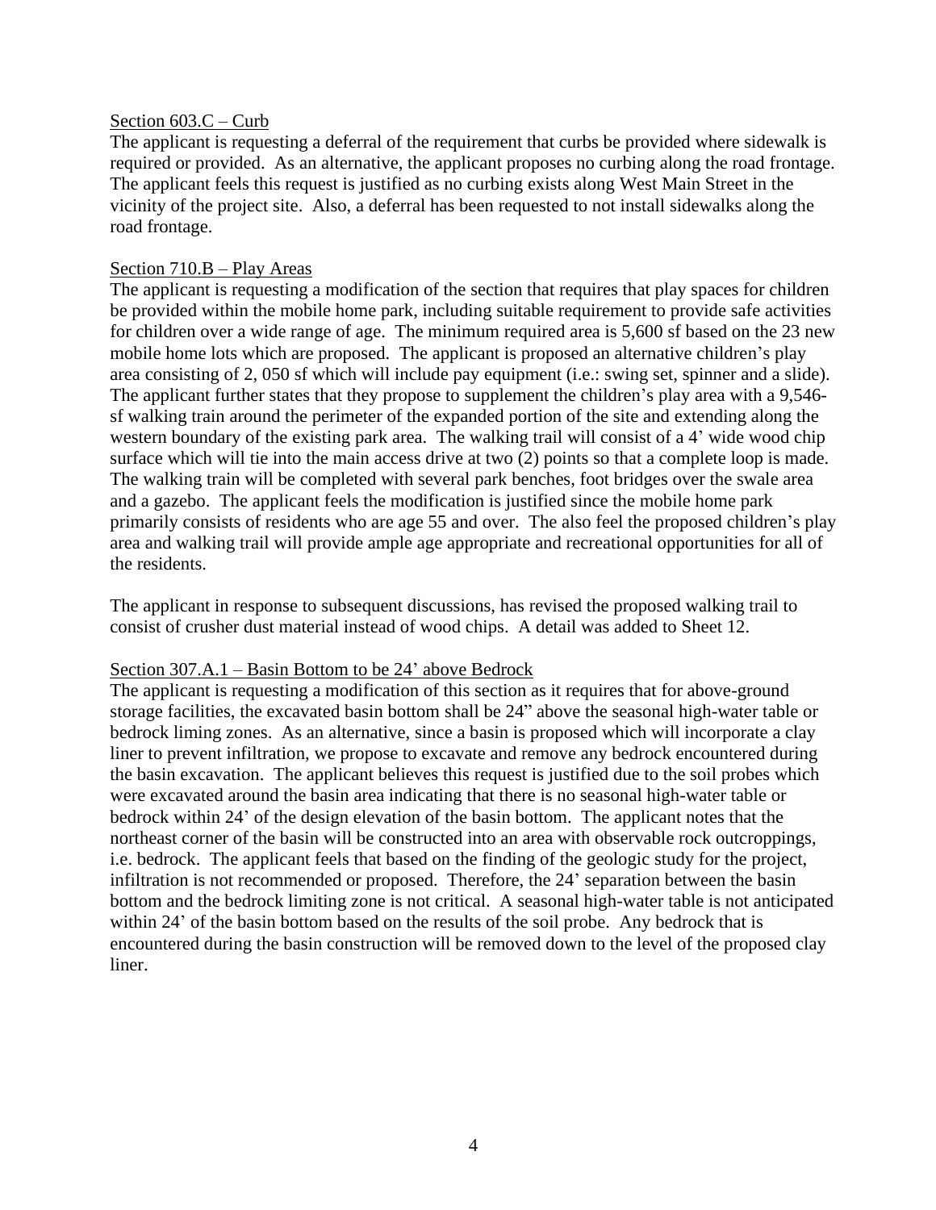<u>Section 603.C – Curb</u>
The applicant is requesting a deferral of the requirement that curbs be provided where sidewalk is required or provided. As an alternative, the applicant proposes no curbing along the road frontage. The applicant feels this request is justified as no curbing exists along West Main Street in the vicinity of the project site. Also, a deferral has been requested to not install sidewalks along the road frontage.

<u>Section 710.B – Play Areas</u>
The applicant is requesting a modification of the section that requires that play spaces for children be provided within the mobile home park, including suitable requirement to provide safe activities for children over a wide range of age. The minimum required area is 5,600 sf based on the 23 new mobile home lots which are proposed. The applicant is proposed an alternative children's play area consisting of 2, 050 sf which will include pay equipment (i.e.: swing set, spinner and a slide). The applicant further states that they propose to supplement the children's play area with a 9,546-sf walking train around the perimeter of the expanded portion of the site and extending along the western boundary of the existing park area. The walking trail will consist of a 4' wide wood chip surface which will tie into the main access drive at two (2) points so that a complete loop is made. The walking train will be completed with several park benches, foot bridges over the swale area and a gazebo. The applicant feels the modification is justified since the mobile home park primarily consists of residents who are age 55 and over. The also feel the proposed children's play area and walking trail will provide ample age appropriate and recreational opportunities for all of the residents.

The applicant in response to subsequent discussions, has revised the proposed walking trail to consist of crusher dust material instead of wood chips. A detail was added to Sheet 12.

<u>Section 307.A.1 – Basin Bottom to be 24' above Bedrock</u>
The applicant is requesting a modification of this section as it requires that for above-ground storage facilities, the excavated basin bottom shall be 24" above the seasonal high-water table or bedrock liming zones. As an alternative, since a basin is proposed which will incorporate a clay liner to prevent infiltration, we propose to excavate and remove any bedrock encountered during the basin excavation. The applicant believes this request is justified due to the soil probes which were excavated around the basin area indicating that there is no seasonal high-water table or bedrock within 24' of the design elevation of the basin bottom. The applicant notes that the northeast corner of the basin will be constructed into an area with observable rock outcroppings, i.e. bedrock. The applicant feels that based on the finding of the geologic study for the project, infiltration is not recommended or proposed. Therefore, the 24' separation between the basin bottom and the bedrock limiting zone is not critical. A seasonal high-water table is not anticipated within 24' of the basin bottom based on the results of the soil probe. Any bedrock that is encountered during the basin construction will be removed down to the level of the proposed clay liner.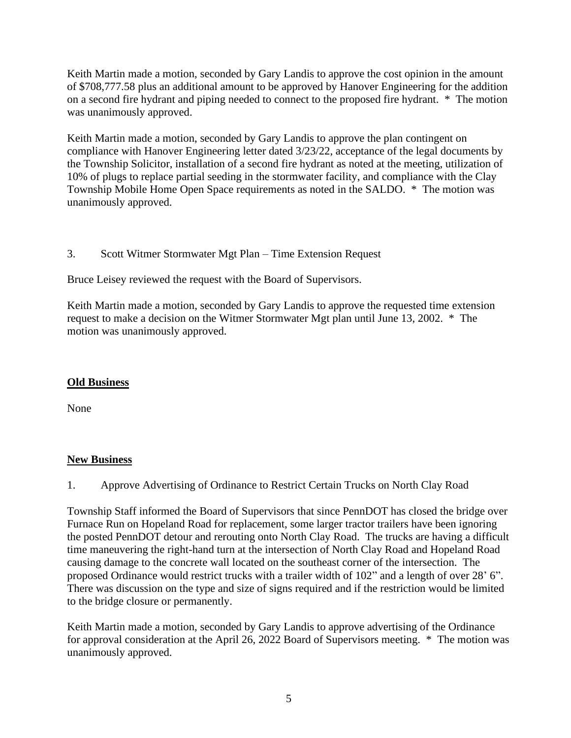Keith Martin made a motion, seconded by Gary Landis to approve the cost opinion in the amount of $708,777.58 plus an additional amount to be approved by Hanover Engineering for the addition on a second fire hydrant and piping needed to connect to the proposed fire hydrant. * The motion was unanimously approved.

Keith Martin made a motion, seconded by Gary Landis to approve the plan contingent on compliance with Hanover Engineering letter dated 3/23/22, acceptance of the legal documents by the Township Solicitor, installation of a second fire hydrant as noted at the meeting, utilization of 10% of plugs to replace partial seeding in the stormwater facility, and compliance with the Clay Township Mobile Home Open Space requirements as noted in the SALDO. * The motion was unanimously approved.

3. Scott Witmer Stormwater Mgt Plan – Time Extension Request

Bruce Leisey reviewed the request with the Board of Supervisors.

Keith Martin made a motion, seconded by Gary Landis to approve the requested time extension request to make a decision on the Witmer Stormwater Mgt plan until June 13, 2002. * The motion was unanimously approved.

**Old Business**

None

**New Business**

1. Approve Advertising of Ordinance to Restrict Certain Trucks on North Clay Road

Township Staff informed the Board of Supervisors that since PennDOT has closed the bridge over Furnace Run on Hopeland Road for replacement, some larger tractor trailers have been ignoring the posted PennDOT detour and rerouting onto North Clay Road. The trucks are having a difficult time maneuvering the right-hand turn at the intersection of North Clay Road and Hopeland Road causing damage to the concrete wall located on the southeast corner of the intersection. The proposed Ordinance would restrict trucks with a trailer width of 102" and a length of over 28' 6". There was discussion on the type and size of signs required and if the restriction would be limited to the bridge closure or permanently.

Keith Martin made a motion, seconded by Gary Landis to approve advertising of the Ordinance for approval consideration at the April 26, 2022 Board of Supervisors meeting. * The motion was unanimously approved.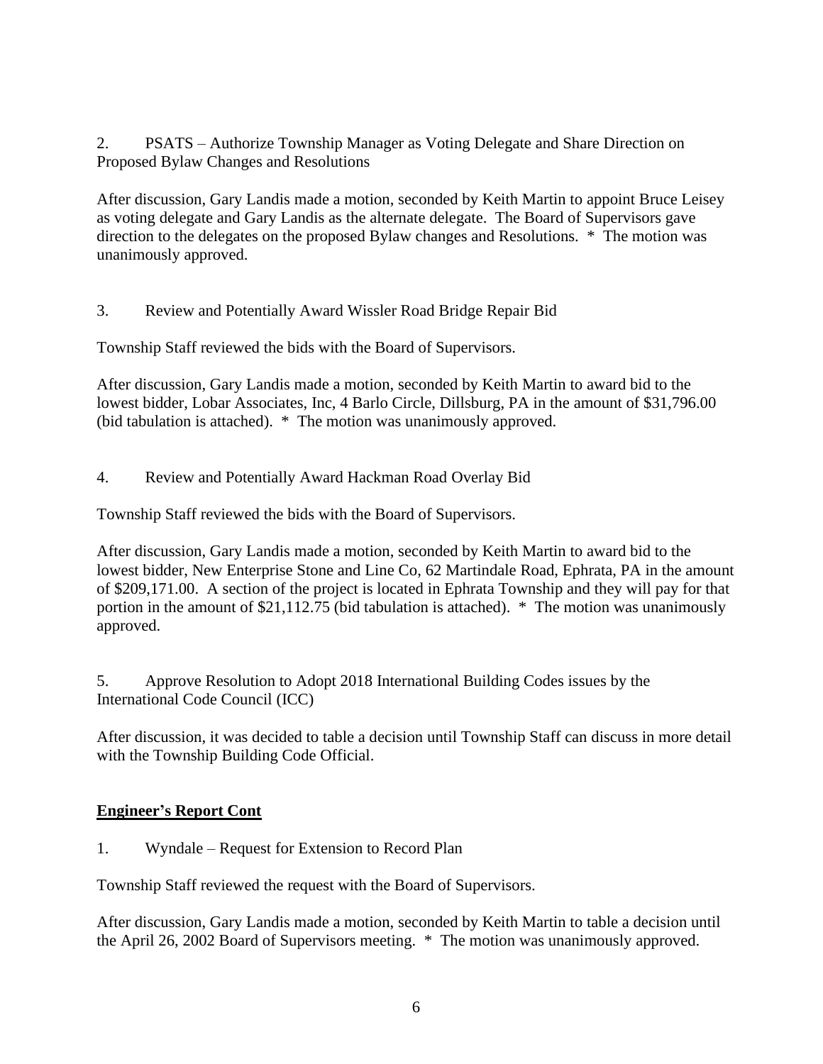2. PSATS – Authorize Township Manager as Voting Delegate and Share Direction on Proposed Bylaw Changes and Resolutions

After discussion, Gary Landis made a motion, seconded by Keith Martin to appoint Bruce Leisey as voting delegate and Gary Landis as the alternate delegate. The Board of Supervisors gave direction to the delegates on the proposed Bylaw changes and Resolutions. * The motion was unanimously approved.

3. Review and Potentially Award Wissler Road Bridge Repair Bid

Township Staff reviewed the bids with the Board of Supervisors.

After discussion, Gary Landis made a motion, seconded by Keith Martin to award bid to the lowest bidder, Lobar Associates, Inc, 4 Barlo Circle, Dillsburg, PA in the amount of $31,796.00 (bid tabulation is attached). * The motion was unanimously approved.

4. Review and Potentially Award Hackman Road Overlay Bid

Township Staff reviewed the bids with the Board of Supervisors.

After discussion, Gary Landis made a motion, seconded by Keith Martin to award bid to the lowest bidder, New Enterprise Stone and Line Co, 62 Martindale Road, Ephrata, PA in the amount of $209,171.00. A section of the project is located in Ephrata Township and they will pay for that portion in the amount of $21,112.75 (bid tabulation is attached). * The motion was unanimously approved.

5. Approve Resolution to Adopt 2018 International Building Codes issues by the International Code Council (ICC)

After discussion, it was decided to table a decision until Township Staff can discuss in more detail with the Township Building Code Official.

**Engineer's Report Cont**

1. Wyndale – Request for Extension to Record Plan

Township Staff reviewed the request with the Board of Supervisors.

After discussion, Gary Landis made a motion, seconded by Keith Martin to table a decision until the April 26, 2002 Board of Supervisors meeting. * The motion was unanimously approved.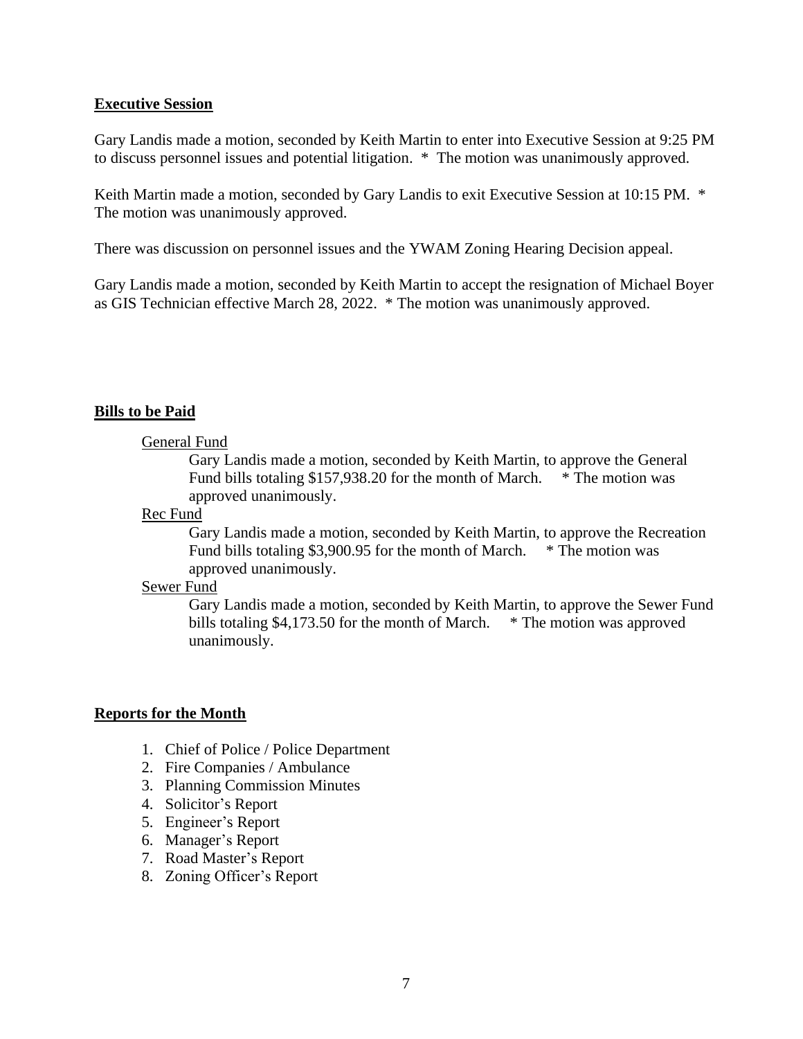## Executive Session

Gary Landis made a motion, seconded by Keith Martin to enter into Executive Session at 9:25 PM to discuss personnel issues and potential litigation. * The motion was unanimously approved.

Keith Martin made a motion, seconded by Gary Landis to exit Executive Session at 10:15 PM. * The motion was unanimously approved.

There was discussion on personnel issues and the YWAM Zoning Hearing Decision appeal.

Gary Landis made a motion, seconded by Keith Martin to accept the resignation of Michael Boyer as GIS Technician effective March 28, 2022. * The motion was unanimously approved.

## Bills to be Paid

General Fund

Gary Landis made a motion, seconded by Keith Martin, to approve the General Fund bills totaling $157,938.20 for the month of March. * The motion was approved unanimously.

Rec Fund

Gary Landis made a motion, seconded by Keith Martin, to approve the Recreation Fund bills totaling $3,900.95 for the month of March. * The motion was approved unanimously.

Sewer Fund

Gary Landis made a motion, seconded by Keith Martin, to approve the Sewer Fund bills totaling $4,173.50 for the month of March. * The motion was approved unanimously.

## Reports for the Month

1. Chief of Police / Police Department
2. Fire Companies / Ambulance
3. Planning Commission Minutes
4. Solicitor's Report
5. Engineer's Report
6. Manager's Report
7. Road Master's Report
8. Zoning Officer's Report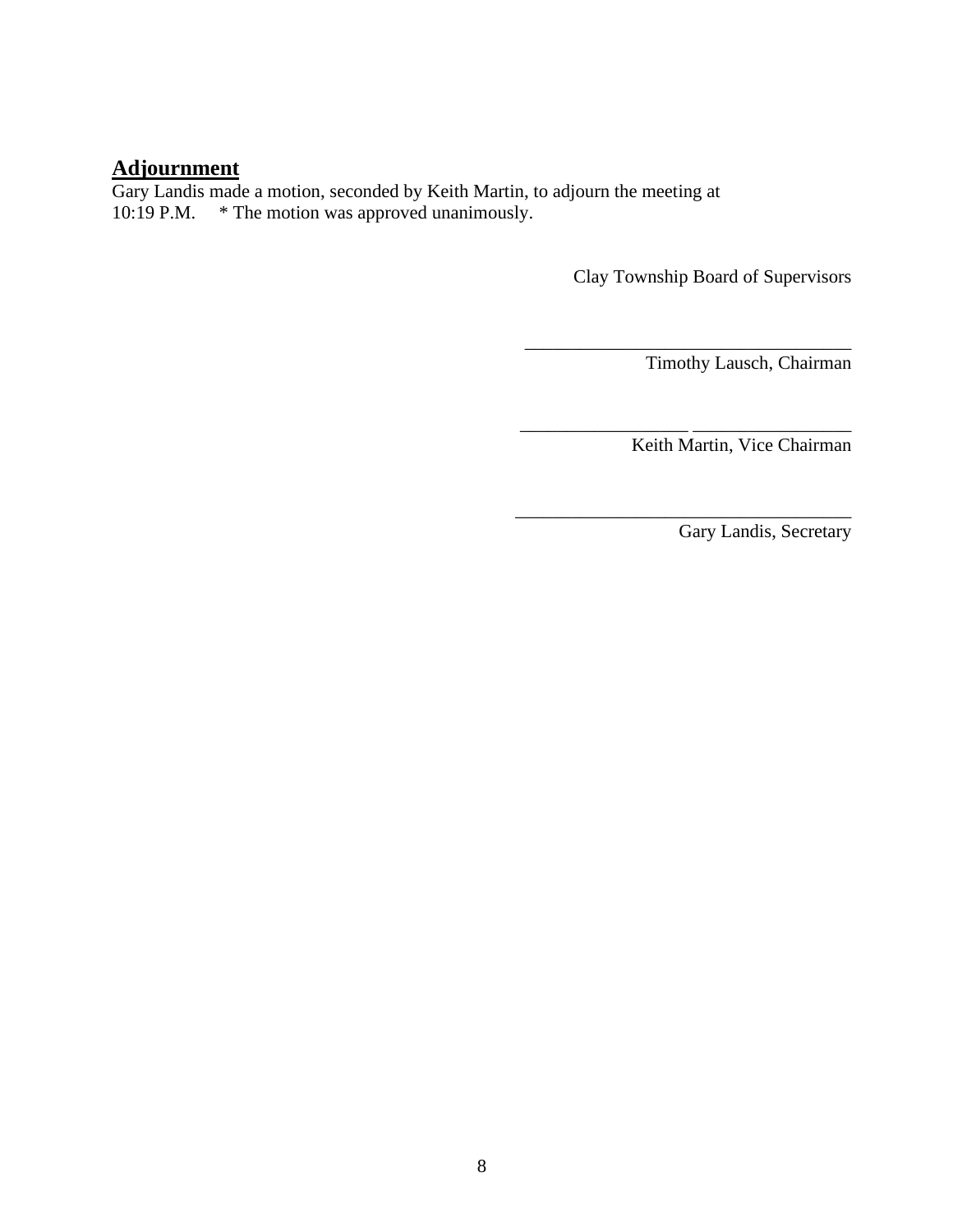## Adjournment

Gary Landis made a motion, seconded by Keith Martin, to adjourn the meeting at 10:19 P.M. * The motion was approved unanimously.

Clay Township Board of Supervisors

_____________________________________
Timothy Lausch, Chairman

__________________ _________________
Keith Martin, Vice Chairman

______________________________________
Gary Landis, Secretary